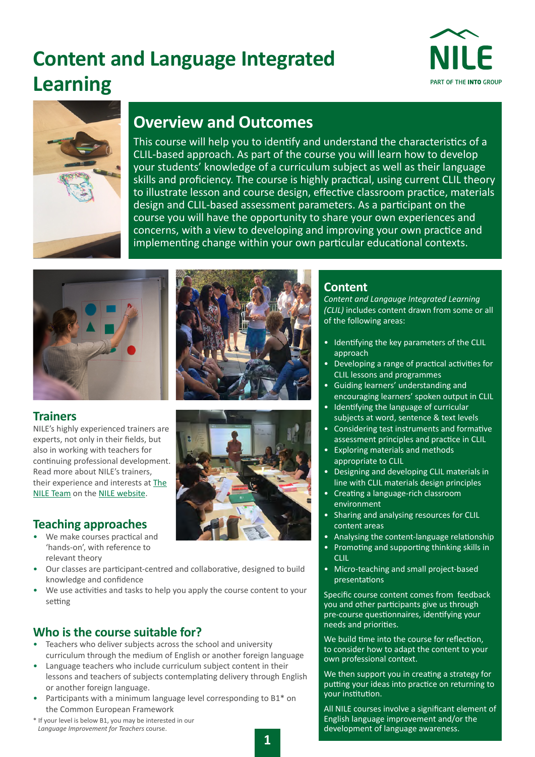# Content and Language Integrated Learning

NILE
PART OF THE INTO GROUP

## Overview and Outcomes

This course will help you to identify and understand the characteristics of a CLIL-based approach. As part of the course you will learn how to develop your students' knowledge of a curriculum subject as well as their language skills and proficiency. The course is highly practical, using current CLIL theory to illustrate lesson and course design, effective classroom practice, materials design and CLIL-based assessment parameters. As a participant on the course you will have the opportunity to share your own experiences and concerns, with a view to developing and improving your own practice and implementing change within your own particular educational contexts.

## Trainers

NILE's highly experienced trainers are experts, not only in their fields, but also in working with teachers for continuing professional development. Read more about NILE's trainers, their experience and interests at The NILE Team on the NILE website.

## Teaching approaches

- We make courses practical and 'hands-on', with reference to relevant theory
- Our classes are participant-centred and collaborative, designed to build knowledge and confidence
- We use activities and tasks to help you apply the course content to your setting

## Who is the course suitable for?

- Teachers who deliver subjects across the school and university curriculum through the medium of English or another foreign language
- Language teachers who include curriculum subject content in their lessons and teachers of subjects contemplating delivery through English or another foreign language.
- Participants with a minimum language level corresponding to B1* on the Common European Framework

* If your level is below B1, you may be interested in our *Language Improvement for Teachers* course.

## Content

*Content and Langauge Integrated Learning (CLIL)* includes content drawn from some or all of the following areas:

- Identifying the key parameters of the CLIL approach
- Developing a range of practical activities for CLIL lessons and programmes
- Guiding learners' understanding and encouraging learners' spoken output in CLIL
- Identifying the language of curricular subjects at word, sentence & text levels
- Considering test instruments and formative assessment principles and practice in CLIL
- Exploring materials and methods appropriate to CLIL
- Designing and developing CLIL materials in line with CLIL materials design principles
- Creating a language-rich classroom environment
- Sharing and analysing resources for CLIL content areas
- Analysing the content-language relationship
- Promoting and supporting thinking skills in CLIL
- Micro-teaching and small project-based presentations

Specific course content comes from feedback you and other participants give us through pre-course questionnaires, identifying your needs and priorities.

We build time into the course for reflection, to consider how to adapt the content to your own professional context.

We then support you in creating a strategy for putting your ideas into practice on returning to your institution.

All NILE courses involve a significant element of English language improvement and/or the development of language awareness.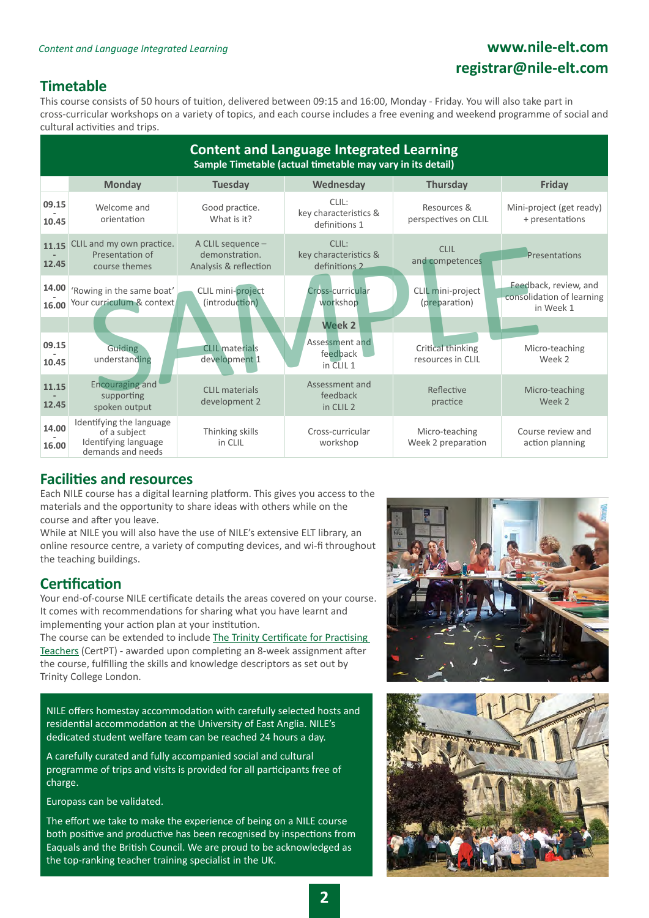## Timetable

This course consists of 50 hours of tuition, delivered between 09:15 and 16:00, Monday - Friday. You will also take part in cross-curricular workshops on a variety of topics, and each course includes a free evening and weekend programme of social and cultural activities and trips.

**Content and Language Integrated Learning**
**Sample Timetable (actual timetable may vary in its detail)**

| | Monday | Tuesday | Wednesday | Thursday | Friday |
|---|---|---|---|---|---|
| 09.15 - 10.45 | Welcome and orientation | Good practice. What is it? | CLIL: key characteristics & definitions 1 | Resources & perspectives on CLIL | Mini-project (get ready) + presentations |
| 11.15 - 12.45 | CLIL and my own practice. Presentation of course themes | A CLIL sequence – demonstration. Analysis & reflection | CLIL: key characteristics & definitions 2 | CLIL and competences | Presentations |
| 14.00 - 16.00 | 'Rowing in the same boat' Your curriculum & context | CLIL mini-project (introduction) | Cross-curricular workshop | CLIL mini-project (preparation) | Feedback, review, and consolidation of learning in Week 1 |
| | | | **Week 2** | | |
| 09.15 - 10.45 | Guiding understanding | CLIL materials development 1 | Assessment and feedback in CLIL 1 | Critical thinking resources in CLIL | Micro-teaching Week 2 |
| 11.15 - 12.45 | Encouraging and supporting spoken output | CLIL materials development 2 | Assessment and feedback in CLIL 2 | Reflective practice | Micro-teaching Week 2 |
| 14.00 - 16.00 | Identifying the language of a subject Identifying language demands and needs | Thinking skills in CLIL | Cross-curricular workshop | Micro-teaching Week 2 preparation | Course review and action planning |

## Facilities and resources

Each NILE course has a digital learning platform. This gives you access to the materials and the opportunity to share ideas with others while on the course and after you leave.

While at NILE you will also have the use of NILE's extensive ELT library, an online resource centre, a variety of computing devices, and wi-fi throughout the teaching buildings.

## Certification

Your end-of-course NILE certificate details the areas covered on your course. It comes with recommendations for sharing what you have learnt and implementing your action plan at your institution.

The course can be extended to include The Trinity Certificate for Practising Teachers (CertPT) - awarded upon completing an 8-week assignment after the course, fulfilling the skills and knowledge descriptors as set out by Trinity College London.

NILE offers homestay accommodation with carefully selected hosts and residential accommodation at the University of East Anglia. NILE's dedicated student welfare team can be reached 24 hours a day.

A carefully curated and fully accompanied social and cultural programme of trips and visits is provided for all participants free of charge.

Europass can be validated.

The effort we take to make the experience of being on a NILE course both positive and productive has been recognised by inspections from Eaquals and the British Council. We are proud to be acknowledged as the top-ranking teacher training specialist in the UK.